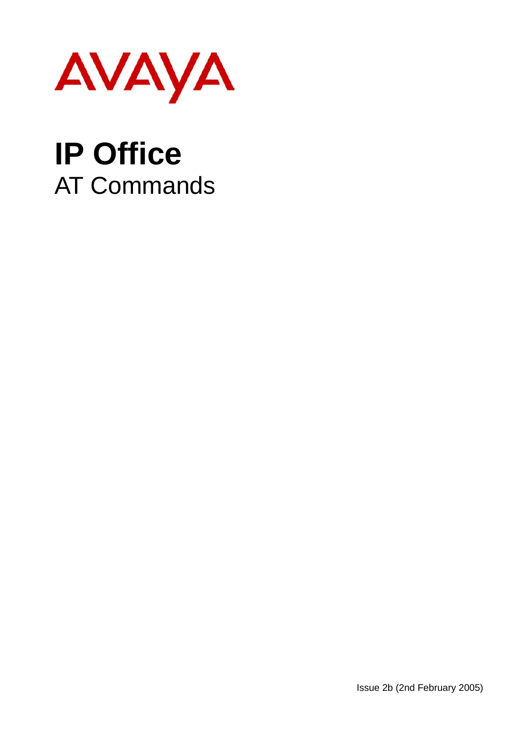AVAYA

# IP Office

## AT Commands

Issue 2b (2nd February 2005)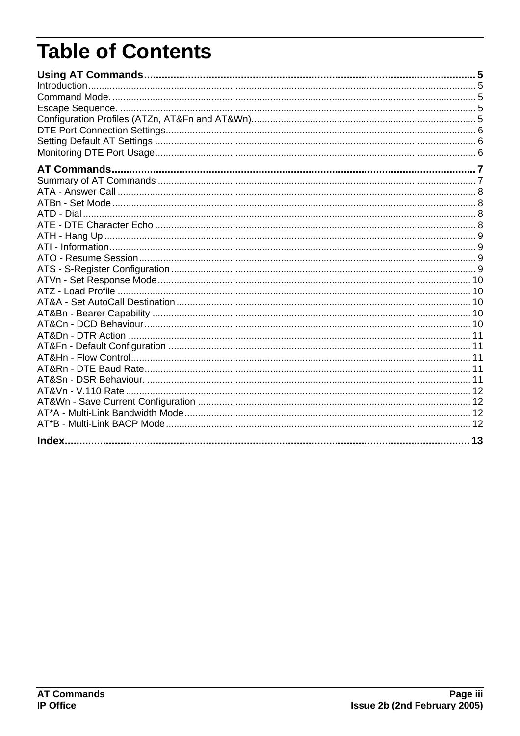# Table of Contents

**Using AT Commands ........................................................ 5**

Introduction ........................................................ 5
Command Mode. ........................................................ 5
Escape Sequence. ........................................................ 5
Configuration Profiles (ATZn, AT&Fn and AT&Wn) ........................................................ 5
DTE Port Connection Settings ........................................................ 6
Setting Default AT Settings ........................................................ 6
Monitoring DTE Port Usage ........................................................ 6

**AT Commands ........................................................ 7**

Summary of AT Commands ........................................................ 7
ATA - Answer Call ........................................................ 8
ATBn - Set Mode ........................................................ 8
ATD - Dial ........................................................ 8
ATE - DTE Character Echo ........................................................ 8
ATH - Hang Up ........................................................ 9
ATI - Information ........................................................ 9
ATO - Resume Session ........................................................ 9
ATS - S-Register Configuration ........................................................ 9
ATVn - Set Response Mode ........................................................ 10
ATZ - Load Profile ........................................................ 10
AT&A - Set AutoCall Destination ........................................................ 10
AT&Bn - Bearer Capability ........................................................ 10
AT&Cn - DCD Behaviour ........................................................ 10
AT&Dn - DTR Action ........................................................ 11
AT&Fn - Default Configuration ........................................................ 11
AT&Hn - Flow Control ........................................................ 11
AT&Rn - DTE Baud Rate ........................................................ 11
AT&Sn - DSR Behaviour. ........................................................ 11
AT&Vn - V.110 Rate ........................................................ 12
AT&Wn - Save Current Configuration ........................................................ 12
AT*A - Multi-Link Bandwidth Mode ........................................................ 12
AT*B - Multi-Link BACP Mode ........................................................ 12

**Index ........................................................ 13**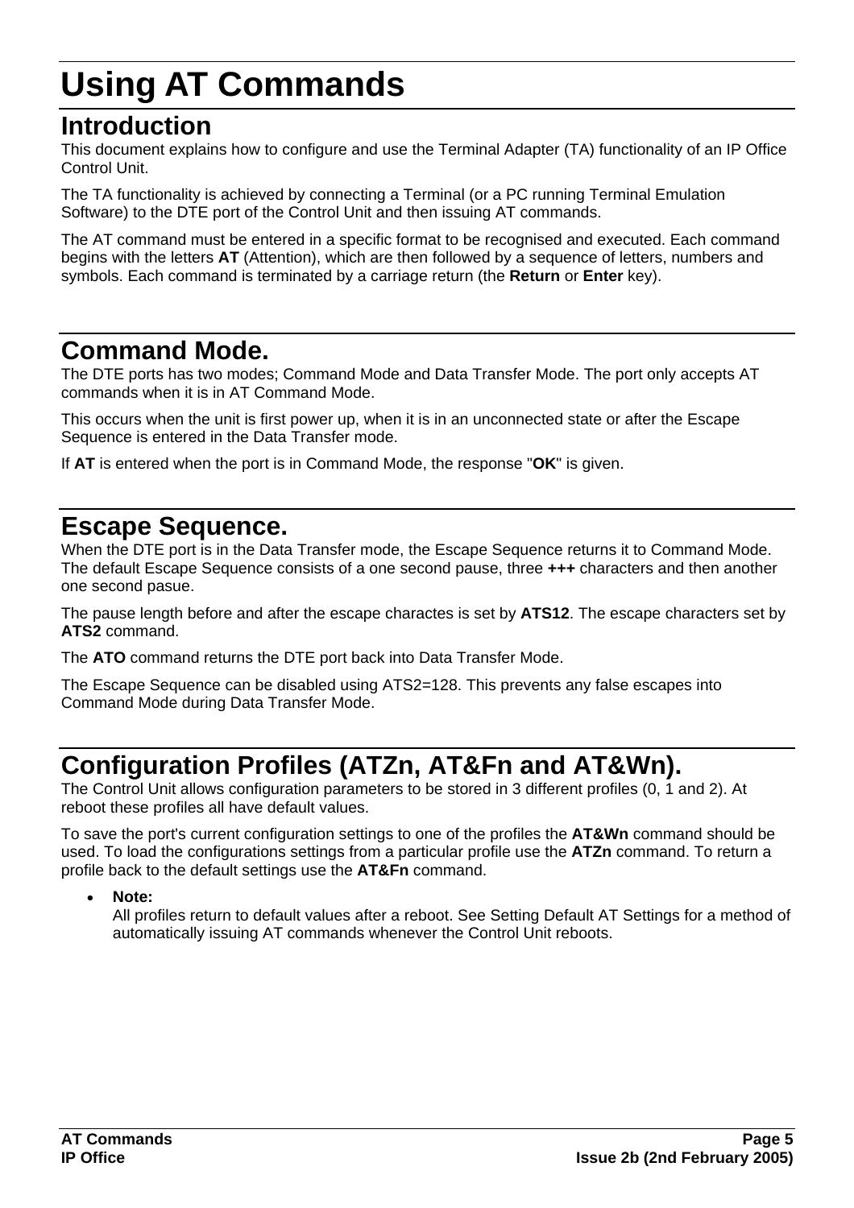# Using AT Commands

## Introduction

This document explains how to configure and use the Terminal Adapter (TA) functionality of an IP Office Control Unit.

The TA functionality is achieved by connecting a Terminal (or a PC running Terminal Emulation Software) to the DTE port of the Control Unit and then issuing AT commands.

The AT command must be entered in a specific format to be recognised and executed. Each command begins with the letters **AT** (Attention), which are then followed by a sequence of letters, numbers and symbols. Each command is terminated by a carriage return (the **Return** or **Enter** key).

## Command Mode.

The DTE ports has two modes; Command Mode and Data Transfer Mode. The port only accepts AT commands when it is in AT Command Mode.

This occurs when the unit is first power up, when it is in an unconnected state or after the Escape Sequence is entered in the Data Transfer mode.

If **AT** is entered when the port is in Command Mode, the response "**OK**" is given.

## Escape Sequence.

When the DTE port is in the Data Transfer mode, the Escape Sequence returns it to Command Mode. The default Escape Sequence consists of a one second pause, three **+++** characters and then another one second pasue.

The pause length before and after the escape charactes is set by **ATS12**. The escape characters set by **ATS2** command.

The **ATO** command returns the DTE port back into Data Transfer Mode.

The Escape Sequence can be disabled using ATS2=128. This prevents any false escapes into Command Mode during Data Transfer Mode.

## Configuration Profiles (ATZn, AT&Fn and AT&Wn).

The Control Unit allows configuration parameters to be stored in 3 different profiles (0, 1 and 2). At reboot these profiles all have default values.

To save the port's current configuration settings to one of the profiles the **AT&Wn** command should be used. To load the configurations settings from a particular profile use the **ATZn** command. To return a profile back to the default settings use the **AT&Fn** command.

- **Note:**
  All profiles return to default values after a reboot. See Setting Default AT Settings for a method of automatically issuing AT commands whenever the Control Unit reboots.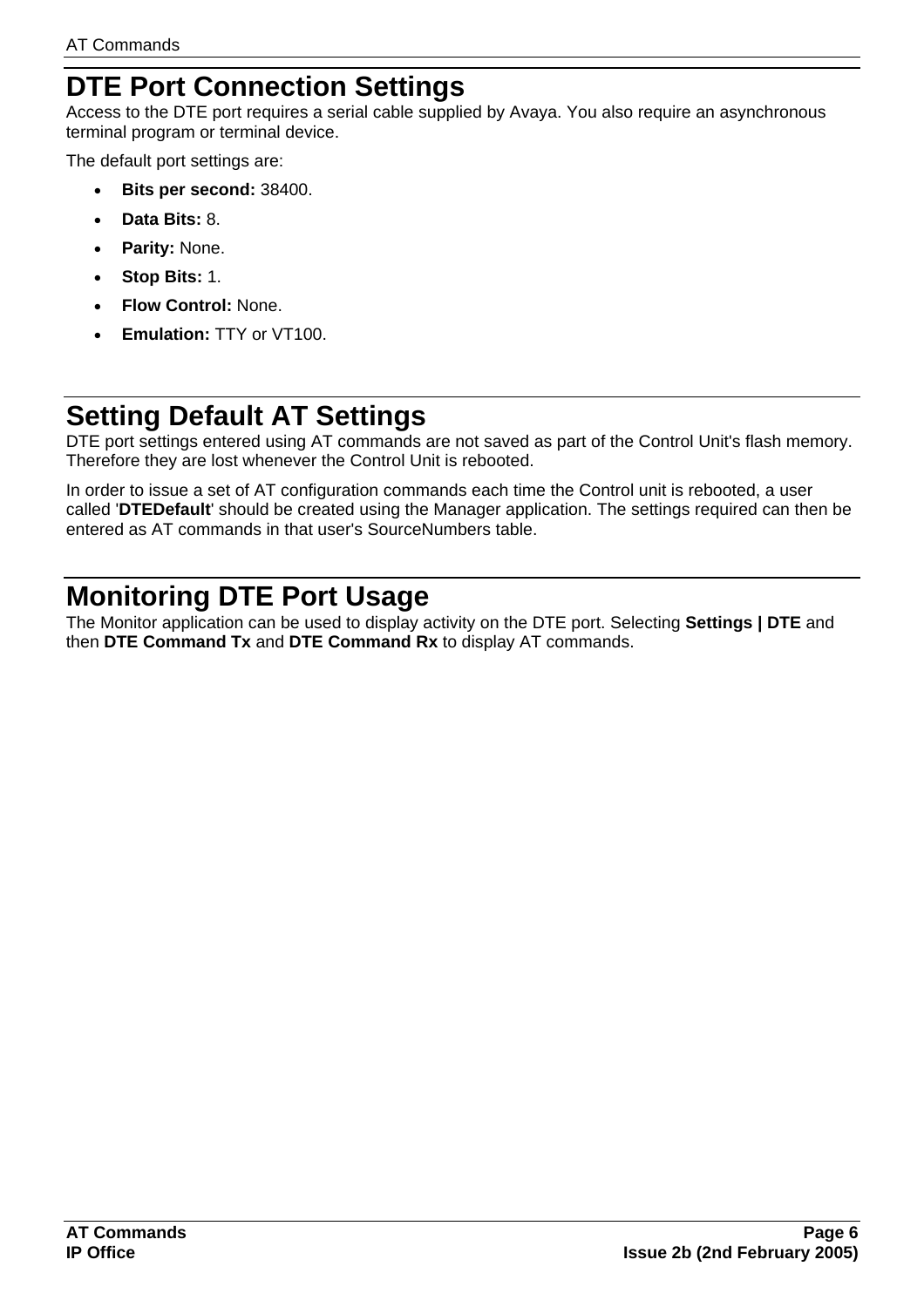# DTE Port Connection Settings

Access to the DTE port requires a serial cable supplied by Avaya. You also require an asynchronous terminal program or terminal device.

The default port settings are:

- **Bits per second:** 38400.
- **Data Bits:** 8.
- **Parity:** None.
- **Stop Bits:** 1.
- **Flow Control:** None.
- **Emulation:** TTY or VT100.

# Setting Default AT Settings

DTE port settings entered using AT commands are not saved as part of the Control Unit's flash memory. Therefore they are lost whenever the Control Unit is rebooted.

In order to issue a set of AT configuration commands each time the Control unit is rebooted, a user called '**DTEDefault**' should be created using the Manager application. The settings required can then be entered as AT commands in that user's SourceNumbers table.

# Monitoring DTE Port Usage

The Monitor application can be used to display activity on the DTE port. Selecting **Settings | DTE** and then **DTE Command Tx** and **DTE Command Rx** to display AT commands.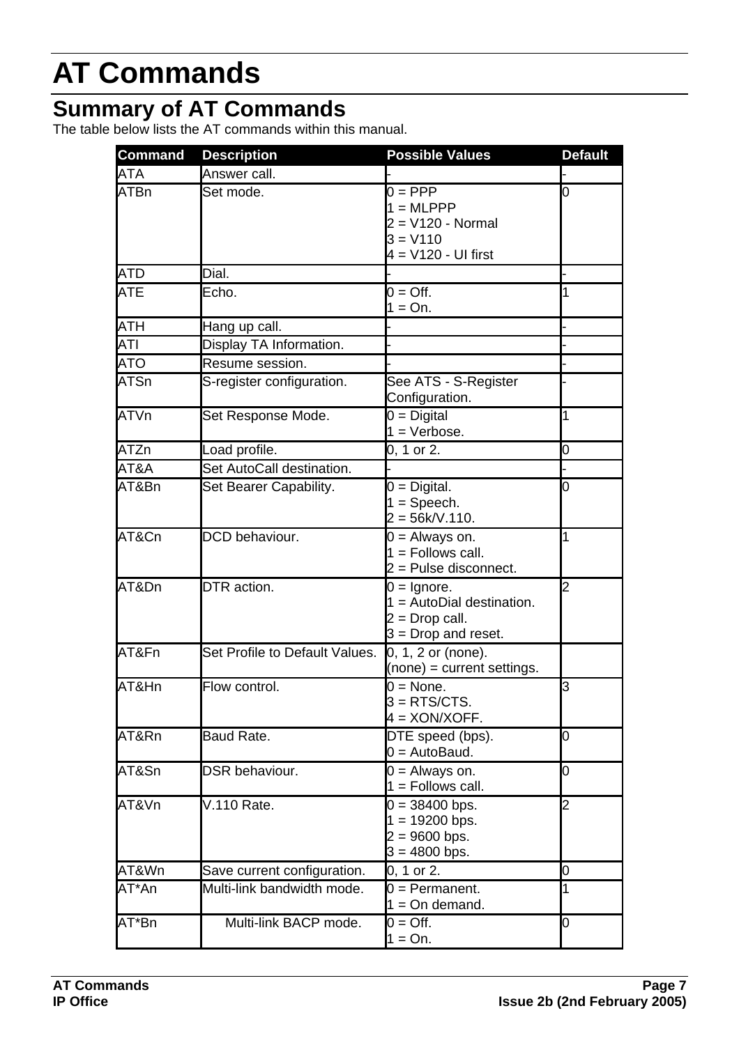# AT Commands

## Summary of AT Commands

The table below lists the AT commands within this manual.

| Command | Description | Possible Values | Default |
|---|---|---|---|
| ATA | Answer call. | - | - |
| ATBn | Set mode. | 0 = PPP<br>1 = MLPPP<br>2 = V120 - Normal<br>3 = V110<br>4 = V120 - UI first | 0 |
| ATD | Dial. | - | - |
| ATE | Echo. | 0 = Off.<br>1 = On. | 1 |
| ATH | Hang up call. | - | - |
| ATI | Display TA Information. | - | - |
| ATO | Resume session. | - | - |
| ATSn | S-register configuration. | See ATS - S-Register Configuration. | - |
| ATVn | Set Response Mode. | 0 = Digital<br>1 = Verbose. | 1 |
| ATZn | Load profile. | 0, 1 or 2. | 0 |
| AT&A | Set AutoCall destination. | - | - |
| AT&Bn | Set Bearer Capability. | 0 = Digital.<br>1 = Speech.<br>2 = 56k/V.110. | 0 |
| AT&Cn | DCD behaviour. | 0 = Always on.<br>1 = Follows call.<br>2 = Pulse disconnect. | 1 |
| AT&Dn | DTR action. | 0 = Ignore.<br>1 = AutoDial destination.<br>2 = Drop call.<br>3 = Drop and reset. | 2 |
| AT&Fn | Set Profile to Default Values. | 0, 1, 2 or (none).<br>(none) = current settings. | |
| AT&Hn | Flow control. | 0 = None.<br>3 = RTS/CTS.<br>4 = XON/XOFF. | 3 |
| AT&Rn | Baud Rate. | DTE speed (bps).<br>0 = AutoBaud. | 0 |
| AT&Sn | DSR behaviour. | 0 = Always on.<br>1 = Follows call. | 0 |
| AT&Vn | V.110 Rate. | 0 = 38400 bps.<br>1 = 19200 bps.<br>2 = 9600 bps.<br>3 = 4800 bps. | 2 |
| AT&Wn | Save current configuration. | 0, 1 or 2. | 0 |
| AT*An | Multi-link bandwidth mode. | 0 = Permanent.<br>1 = On demand. | 1 |
| AT*Bn | Multi-link BACP mode. | 0 = Off.<br>1 = On. | 0 |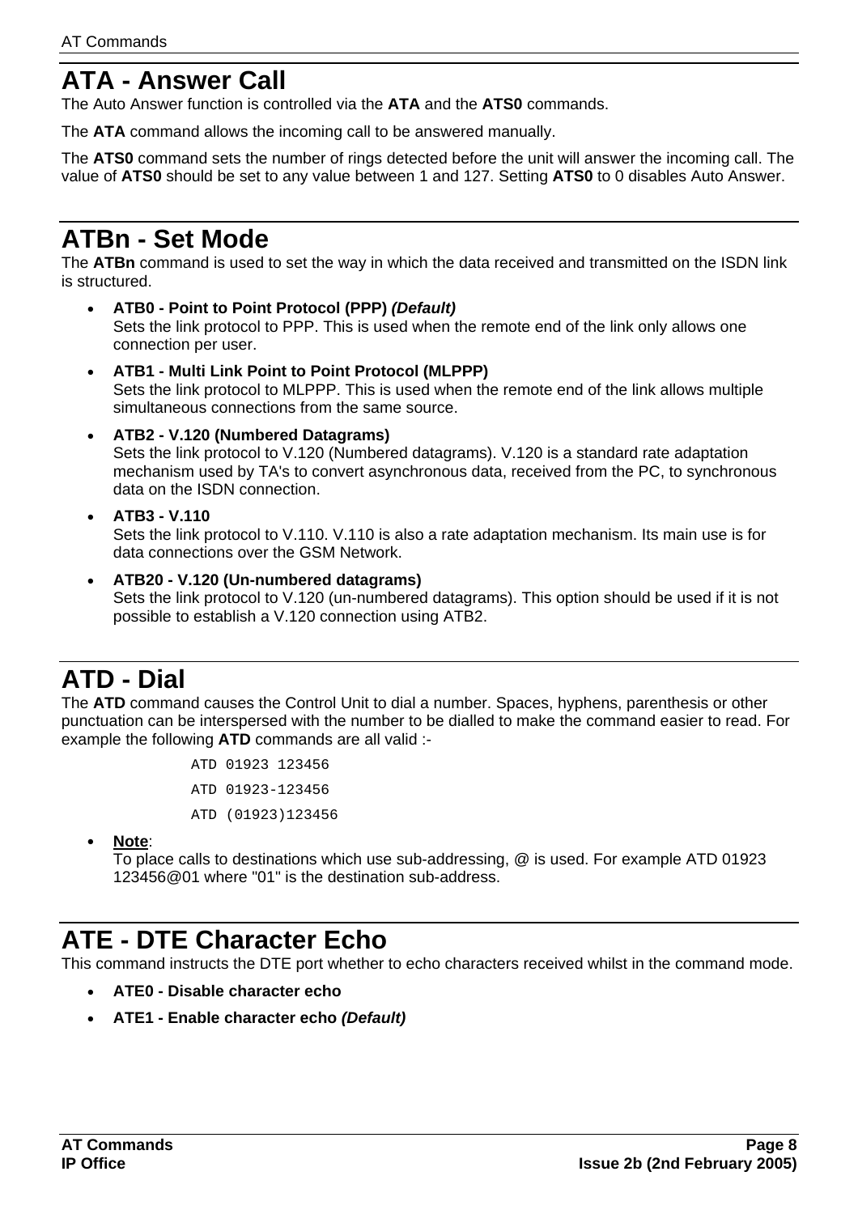# ATA - Answer Call

The Auto Answer function is controlled via the **ATA** and the **ATS0** commands.

The **ATA** command allows the incoming call to be answered manually.

The **ATS0** command sets the number of rings detected before the unit will answer the incoming call. The value of **ATS0** should be set to any value between 1 and 127. Setting **ATS0** to 0 disables Auto Answer.

# ATBn - Set Mode

The **ATBn** command is used to set the way in which the data received and transmitted on the ISDN link is structured.

- **ATB0 - Point to Point Protocol (PPP)** ***(Default)***
  Sets the link protocol to PPP. This is used when the remote end of the link only allows one connection per user.
- **ATB1 - Multi Link Point to Point Protocol (MLPPP)**
  Sets the link protocol to MLPPP. This is used when the remote end of the link allows multiple simultaneous connections from the same source.
- **ATB2 - V.120 (Numbered Datagrams)**
  Sets the link protocol to V.120 (Numbered datagrams). V.120 is a standard rate adaptation mechanism used by TA's to convert asynchronous data, received from the PC, to synchronous data on the ISDN connection.
- **ATB3 - V.110**
  Sets the link protocol to V.110. V.110 is also a rate adaptation mechanism. Its main use is for data connections over the GSM Network.
- **ATB20 - V.120 (Un-numbered datagrams)**
  Sets the link protocol to V.120 (un-numbered datagrams). This option should be used if it is not possible to establish a V.120 connection using ATB2.

# ATD - Dial

The **ATD** command causes the Control Unit to dial a number. Spaces, hyphens, parenthesis or other punctuation can be interspersed with the number to be dialled to make the command easier to read. For example the following **ATD** commands are all valid :-

```
ATD 01923 123456
ATD 01923-123456
ATD (01923)123456
```

- **Note**:
  To place calls to destinations which use sub-addressing, @ is used. For example ATD 01923 123456@01 where "01" is the destination sub-address.

# ATE - DTE Character Echo

This command instructs the DTE port whether to echo characters received whilst in the command mode.

- **ATE0 - Disable character echo**
- **ATE1 - Enable character echo** ***(Default)***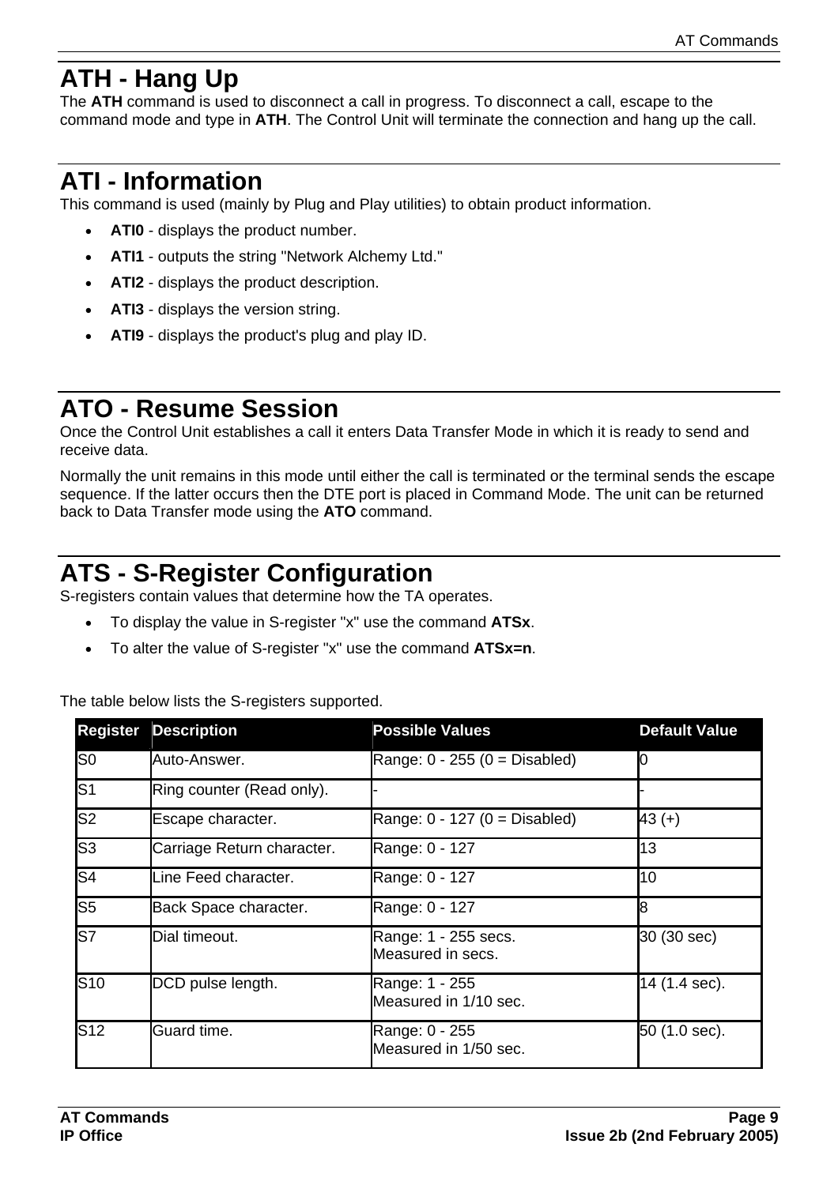# ATH - Hang Up

The **ATH** command is used to disconnect a call in progress. To disconnect a call, escape to the command mode and type in **ATH**. The Control Unit will terminate the connection and hang up the call.

# ATI - Information

This command is used (mainly by Plug and Play utilities) to obtain product information.

- **ATI0** - displays the product number.
- **ATI1** - outputs the string "Network Alchemy Ltd."
- **ATI2** - displays the product description.
- **ATI3** - displays the version string.
- **ATI9** - displays the product's plug and play ID.

# ATO - Resume Session

Once the Control Unit establishes a call it enters Data Transfer Mode in which it is ready to send and receive data.

Normally the unit remains in this mode until either the call is terminated or the terminal sends the escape sequence. If the latter occurs then the DTE port is placed in Command Mode. The unit can be returned back to Data Transfer mode using the **ATO** command.

# ATS - S-Register Configuration

S-registers contain values that determine how the TA operates.

- To display the value in S-register "x" use the command **ATSx**.
- To alter the value of S-register "x" use the command **ATSx=n**.

The table below lists the S-registers supported.

| Register | Description | Possible Values | Default Value |
|---|---|---|---|
| S0 | Auto-Answer. | Range: 0 - 255 (0 = Disabled) | 0 |
| S1 | Ring counter (Read only). | - | - |
| S2 | Escape character. | Range: 0 - 127 (0 = Disabled) | 43 (+) |
| S3 | Carriage Return character. | Range: 0 - 127 | 13 |
| S4 | Line Feed character. | Range: 0 - 127 | 10 |
| S5 | Back Space character. | Range: 0 - 127 | 8 |
| S7 | Dial timeout. | Range: 1 - 255 secs. Measured in secs. | 30 (30 sec) |
| S10 | DCD pulse length. | Range: 1 - 255 Measured in 1/10 sec. | 14 (1.4 sec). |
| S12 | Guard time. | Range: 0 - 255 Measured in 1/50 sec. | 50 (1.0 sec). |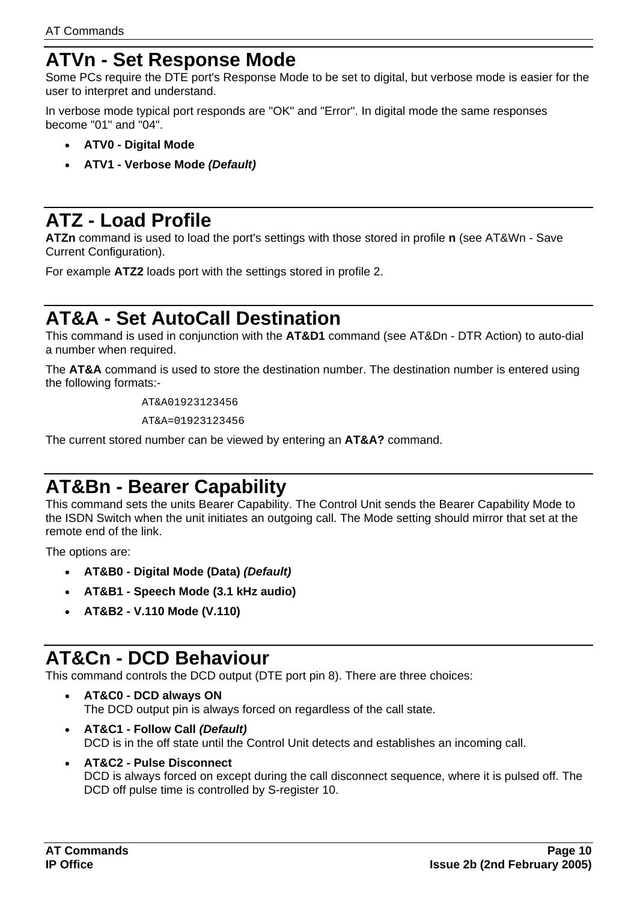# ATVn - Set Response Mode

Some PCs require the DTE port's Response Mode to be set to digital, but verbose mode is easier for the user to interpret and understand.

In verbose mode typical port responds are "OK" and "Error". In digital mode the same responses become "01" and "04".

- **ATV0 - Digital Mode**
- **ATV1 - Verbose Mode *(Default)***

# ATZ - Load Profile

**ATZn** command is used to load the port's settings with those stored in profile **n** (see AT&Wn - Save Current Configuration).

For example **ATZ2** loads port with the settings stored in profile 2.

# AT&A - Set AutoCall Destination

This command is used in conjunction with the **AT&D1** command (see AT&Dn - DTR Action) to auto-dial a number when required.

The **AT&A** command is used to store the destination number. The destination number is entered using the following formats:-

```
AT&A01923123456
AT&A=01923123456
```

The current stored number can be viewed by entering an **AT&A?** command.

# AT&Bn - Bearer Capability

This command sets the units Bearer Capability. The Control Unit sends the Bearer Capability Mode to the ISDN Switch when the unit initiates an outgoing call. The Mode setting should mirror that set at the remote end of the link.

The options are:

- **AT&B0 - Digital Mode (Data) *(Default)***
- **AT&B1 - Speech Mode (3.1 kHz audio)**
- **AT&B2 - V.110 Mode (V.110)**

# AT&Cn - DCD Behaviour

This command controls the DCD output (DTE port pin 8). There are three choices:

- **AT&C0 - DCD always ON**
  The DCD output pin is always forced on regardless of the call state.
- **AT&C1 - Follow Call *(Default)***
  DCD is in the off state until the Control Unit detects and establishes an incoming call.
- **AT&C2 - Pulse Disconnect**
  DCD is always forced on except during the call disconnect sequence, where it is pulsed off. The DCD off pulse time is controlled by S-register 10.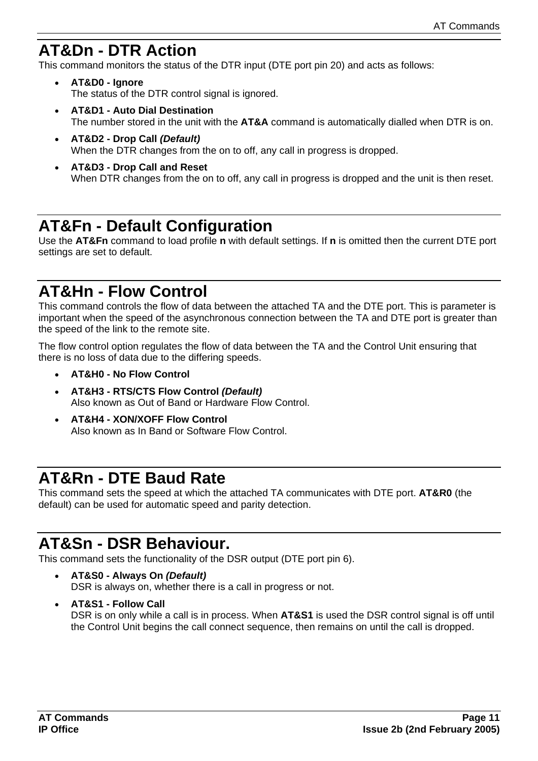## AT&Dn - DTR Action

This command monitors the status of the DTR input (DTE port pin 20) and acts as follows:

- **AT&D0 - Ignore**
  The status of the DTR control signal is ignored.
- **AT&D1 - Auto Dial Destination**
  The number stored in the unit with the **AT&A** command is automatically dialled when DTR is on.
- **AT&D2 - Drop Call *(Default)***
  When the DTR changes from the on to off, any call in progress is dropped.
- **AT&D3 - Drop Call and Reset**
  When DTR changes from the on to off, any call in progress is dropped and the unit is then reset.

## AT&Fn - Default Configuration

Use the **AT&Fn** command to load profile **n** with default settings. If **n** is omitted then the current DTE port settings are set to default.

## AT&Hn - Flow Control

This command controls the flow of data between the attached TA and the DTE port. This is parameter is important when the speed of the asynchronous connection between the TA and DTE port is greater than the speed of the link to the remote site.

The flow control option regulates the flow of data between the TA and the Control Unit ensuring that there is no loss of data due to the differing speeds.

- **AT&H0 - No Flow Control**
- **AT&H3 - RTS/CTS Flow Control *(Default)***
  Also known as Out of Band or Hardware Flow Control.
- **AT&H4 - XON/XOFF Flow Control**
  Also known as In Band or Software Flow Control.

## AT&Rn - DTE Baud Rate

This command sets the speed at which the attached TA communicates with DTE port. **AT&R0** (the default) can be used for automatic speed and parity detection.

## AT&Sn - DSR Behaviour.

This command sets the functionality of the DSR output (DTE port pin 6).

- **AT&S0 - Always On *(Default)***
  DSR is always on, whether there is a call in progress or not.
- **AT&S1 - Follow Call**
  DSR is on only while a call is in process. When **AT&S1** is used the DSR control signal is off until the Control Unit begins the call connect sequence, then remains on until the call is dropped.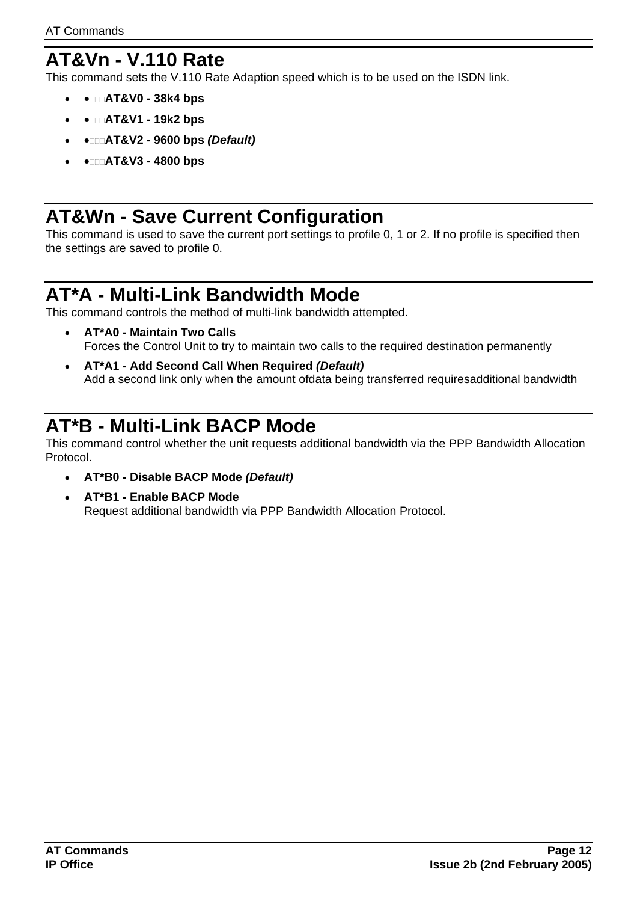# AT&Vn - V.110 Rate

This command sets the V.110 Rate Adaption speed which is to be used on the ISDN link.

- **AT&V0 - 38k4 bps**
- **AT&V1 - 19k2 bps**
- **AT&V2 - 9600 bps *(Default)***
- **AT&V3 - 4800 bps**

# AT&Wn - Save Current Configuration

This command is used to save the current port settings to profile 0, 1 or 2. If no profile is specified then the settings are saved to profile 0.

# AT*A - Multi-Link Bandwidth Mode

This command controls the method of multi-link bandwidth attempted.

- **AT*A0 - Maintain Two Calls**
  Forces the Control Unit to try to maintain two calls to the required destination permanently
- **AT*A1 - Add Second Call When Required *(Default)***
  Add a second link only when the amount ofdata being transferred requiresadditional bandwidth

# AT*B - Multi-Link BACP Mode

This command control whether the unit requests additional bandwidth via the PPP Bandwidth Allocation Protocol.

- **AT*B0 - Disable BACP Mode *(Default)***
- **AT*B1 - Enable BACP Mode**
  Request additional bandwidth via PPP Bandwidth Allocation Protocol.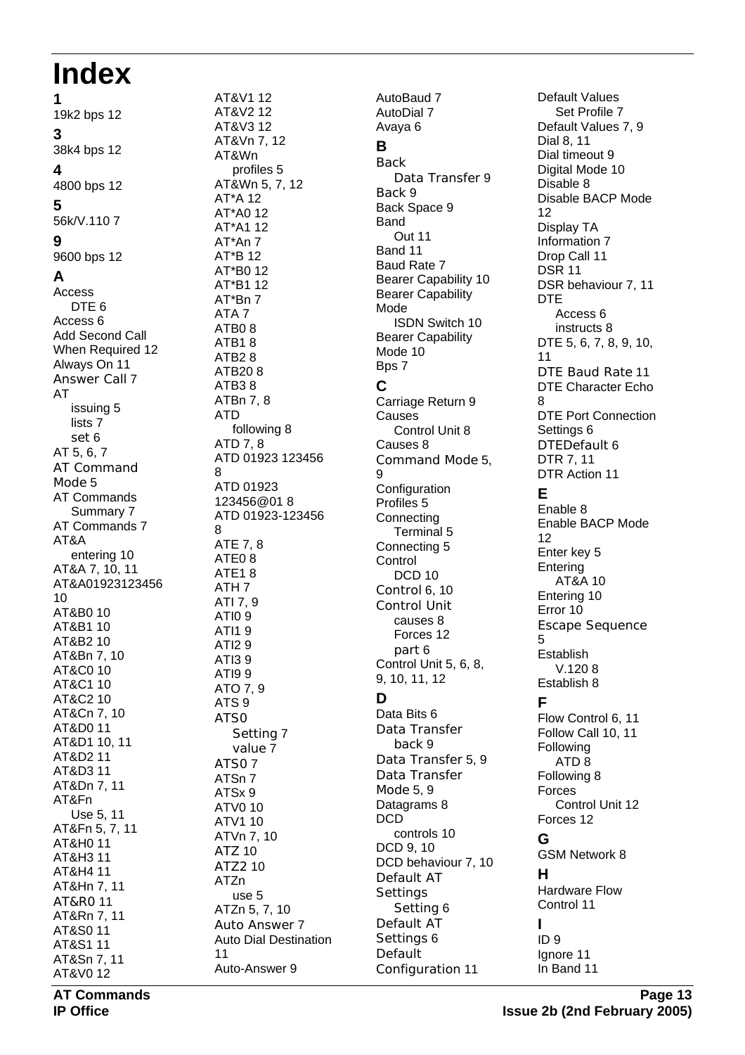# Index

**1**

19k2 bps 12

**3**

38k4 bps 12

**4**

4800 bps 12

**5**

56k/V.110 7

**9**

9600 bps 12

**A**

Access
- DTE 6

Access 6
Add Second Call When Required 12
Always On 11
Answer Call 7
AT
- issuing 5
- lists 7
- set 6

AT 5, 6, 7
AT Command Mode 5
AT Commands
- Summary 7

AT Commands 7
AT&A
- entering 10

AT&A 7, 10, 11
AT&A01923123456 10
AT&B0 10
AT&B1 10
AT&B2 10
AT&Bn 7, 10
AT&C0 10
AT&C1 10
AT&C2 10
AT&Cn 7, 10
AT&D0 11
AT&D1 10, 11
AT&D2 11
AT&D3 11
AT&Dn 7, 11
AT&Fn
- Use 5, 11

AT&Fn 5, 7, 11
AT&H0 11
AT&H3 11
AT&H4 11
AT&Hn 7, 11
AT&R0 11
AT&Rn 7, 11
AT&S0 11
AT&S1 11
AT&Sn 7, 11
AT&V0 12
AT&V1 12
AT&V2 12
AT&V3 12
AT&Vn 7, 12
AT&Wn
- profiles 5

AT&Wn 5, 7, 12
AT*A 12
AT*A0 12
AT*A1 12
AT*An 7
AT*B 12
AT*B0 12
AT*B1 12
AT*Bn 7
ATA 7
ATB0 8
ATB1 8
ATB2 8
ATB20 8
ATB3 8
ATBn 7, 8
ATD
- following 8

ATD 7, 8
ATD 01923 123456 8
ATD 01923 123456@01 8
ATD 01923-123456 8
ATE 7, 8
ATE0 8
ATE1 8
ATH 7
ATI 7, 9
ATI0 9
ATI1 9
ATI2 9
ATI3 9
ATI9 9
ATO 7, 9
ATS 9
ATS0
- Setting 7
- value 7

ATS0 7
ATSn 7
ATSx 9
ATV0 10
ATV1 10
ATVn 7, 10
ATZ 10
ATZ2 10
ATZn
- use 5

ATZn 5, 7, 10
Auto Answer 7
Auto Dial Destination 11
Auto-Answer 9
AutoBaud 7
AutoDial 7
Avaya 6

**B**

Back
- Data Transfer 9

Back 9
Back Space 9
Band
- Out 11

Band 11
Baud Rate 7
Bearer Capability 10
Bearer Capability Mode
- ISDN Switch 10

Bearer Capability Mode 10
Bps 7

**C**

Carriage Return 9
Causes
- Control Unit 8

Causes 8
Command Mode 5, 9
Configuration Profiles 5
Connecting
- Terminal 5

Connecting 5
Control
- DCD 10

Control 6, 10
Control Unit
- causes 8
- Forces 12
- part 6

Control Unit 5, 6, 8, 9, 10, 11, 12

**D**

Data Bits 6
Data Transfer
- back 9

Data Transfer 5, 9
Data Transfer Mode 5, 9
Datagrams 8
DCD
- controls 10

DCD 9, 10
DCD behaviour 7, 10
Default AT Settings
- Setting 6

Default AT Settings 6
Default Configuration 11
Default Values
- Set Profile 7

Default Values 7, 9
Dial 8, 11
Dial timeout 9
Digital Mode 10
Disable 8
Disable BACP Mode 12
Display TA Information 7
Drop Call 11
DSR 11
DSR behaviour 7, 11
DTE
- Access 6
- instructs 8

DTE 5, 6, 7, 8, 9, 10, 11
DTE Baud Rate 11
DTE Character Echo 8
DTE Port Connection Settings 6
DTEDefault 6
DTR 7, 11
DTR Action 11

**E**

Enable 8
Enable BACP Mode 12
Enter key 5
Entering
- AT&A 10

Entering 10
Error 10
Escape Sequence 5
Establish
- V.120 8

Establish 8

**F**

Flow Control 6, 11
Follow Call 10, 11
Following
- ATD 8

Following 8
Forces
- Control Unit 12

Forces 12

**G**

GSM Network 8

**H**

Hardware Flow Control 11

**I**

ID 9
Ignore 11
In Band 11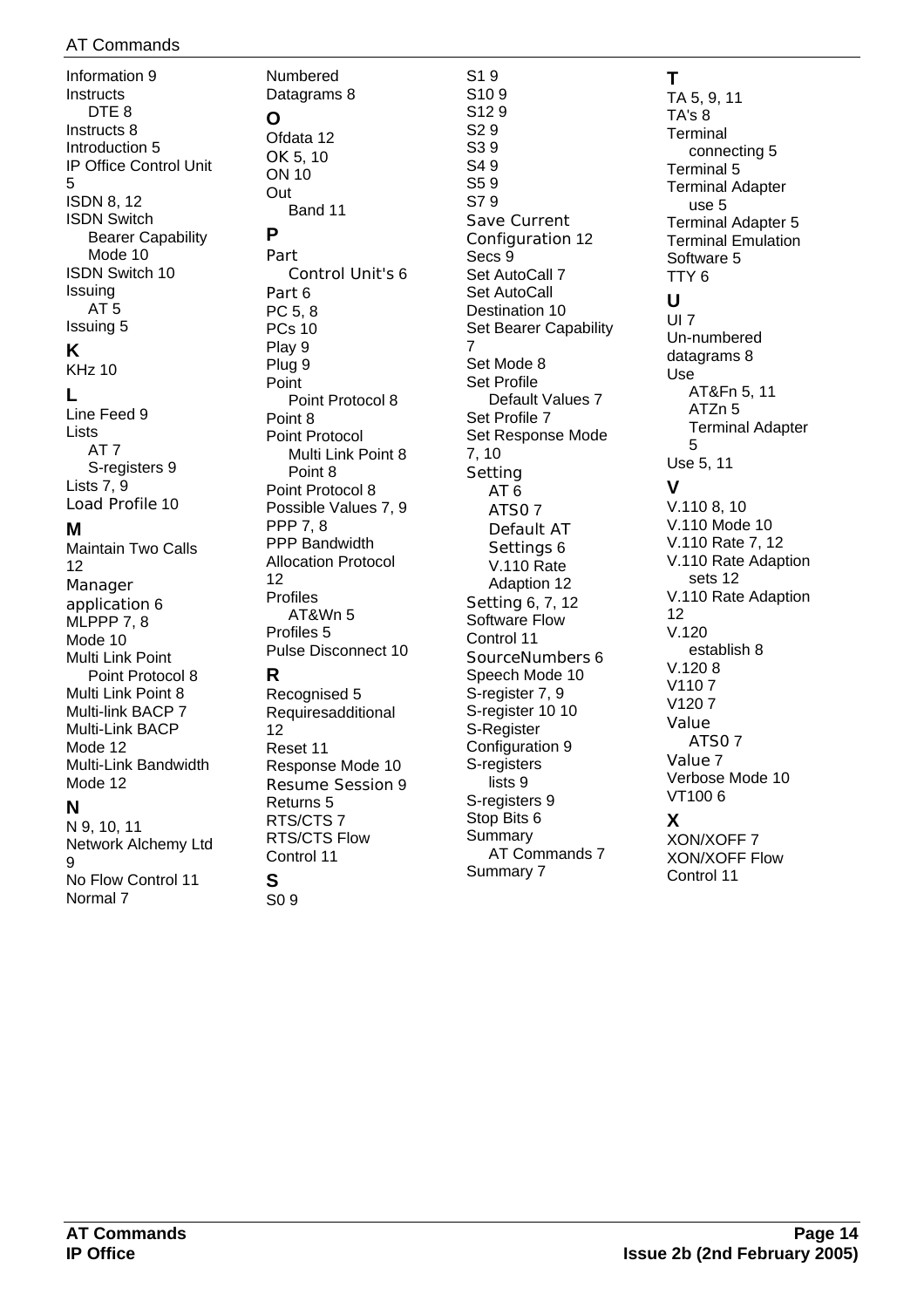Information 9
Instructs
  DTE 8
Instructs 8
Introduction 5
IP Office Control Unit 5
ISDN 8, 12
ISDN Switch
  Bearer Capability Mode 10
ISDN Switch 10
Issuing
  AT 5
Issuing 5

## K

KHz 10

## L

Line Feed 9
Lists
  AT 7
  S-registers 9
Lists 7, 9
Load Profile 10

## M

Maintain Two Calls 12
Manager application 6
MLPPP 7, 8
Mode 10
Multi Link Point
  Point Protocol 8
Multi Link Point 8
Multi-link BACP 7
Multi-Link BACP Mode 12
Multi-Link Bandwidth Mode 12

## N

N 9, 10, 11
Network Alchemy Ltd 9
No Flow Control 11
Normal 7
Numbered Datagrams 8

## O

Ofdata 12
OK 5, 10
ON 10
Out
  Band 11

## P

Part
  Control Unit's 6
Part 6
PC 5, 8
PCs 10
Play 9
Plug 9
Point
  Point Protocol 8
Point 8
Point Protocol
  Multi Link Point 8
  Point 8
Point Protocol 8
Possible Values 7, 9
PPP 7, 8
PPP Bandwidth Allocation Protocol 12
Profiles
  AT&Wn 5
Profiles 5
Pulse Disconnect 10

## R

Recognised 5
Requiresadditional 12
Reset 11
Response Mode 10
Resume Session 9
Returns 5
RTS/CTS 7
RTS/CTS Flow Control 11

## S

S0 9
S1 9
S10 9
S12 9
S2 9
S3 9
S4 9
S5 9
S7 9
Save Current Configuration 12
Secs 9
Set AutoCall 7
Set AutoCall Destination 10
Set Bearer Capability 7
Set Mode 8
Set Profile
  Default Values 7
Set Profile 7
Set Response Mode 7, 10
Setting
  AT 6
  ATS0 7
  Default AT Settings 6
  V.110 Rate Adaption 12
Setting 6, 7, 12
Software Flow Control 11
SourceNumbers 6
Speech Mode 10
S-register 7, 9
S-register 10 10
S-Register Configuration 9
S-registers
  lists 9
S-registers 9
Stop Bits 6
Summary
  AT Commands 7
Summary 7

## T

TA 5, 9, 11
TA's 8
Terminal
  connecting 5
Terminal 5
Terminal Adapter
  use 5
Terminal Adapter 5
Terminal Emulation Software 5
TTY 6

## U

UI 7
Un-numbered datagrams 8
Use
  AT&Fn 5, 11
  ATZn 5
  Terminal Adapter 5
Use 5, 11

## V

V.110 8, 10
V.110 Mode 10
V.110 Rate 7, 12
V.110 Rate Adaption
  sets 12
V.110 Rate Adaption 12
V.120
  establish 8
V.120 8
V110 7
V120 7
Value
  ATS0 7
Value 7
Verbose Mode 10
VT100 6

## X

XON/XOFF 7
XON/XOFF Flow Control 11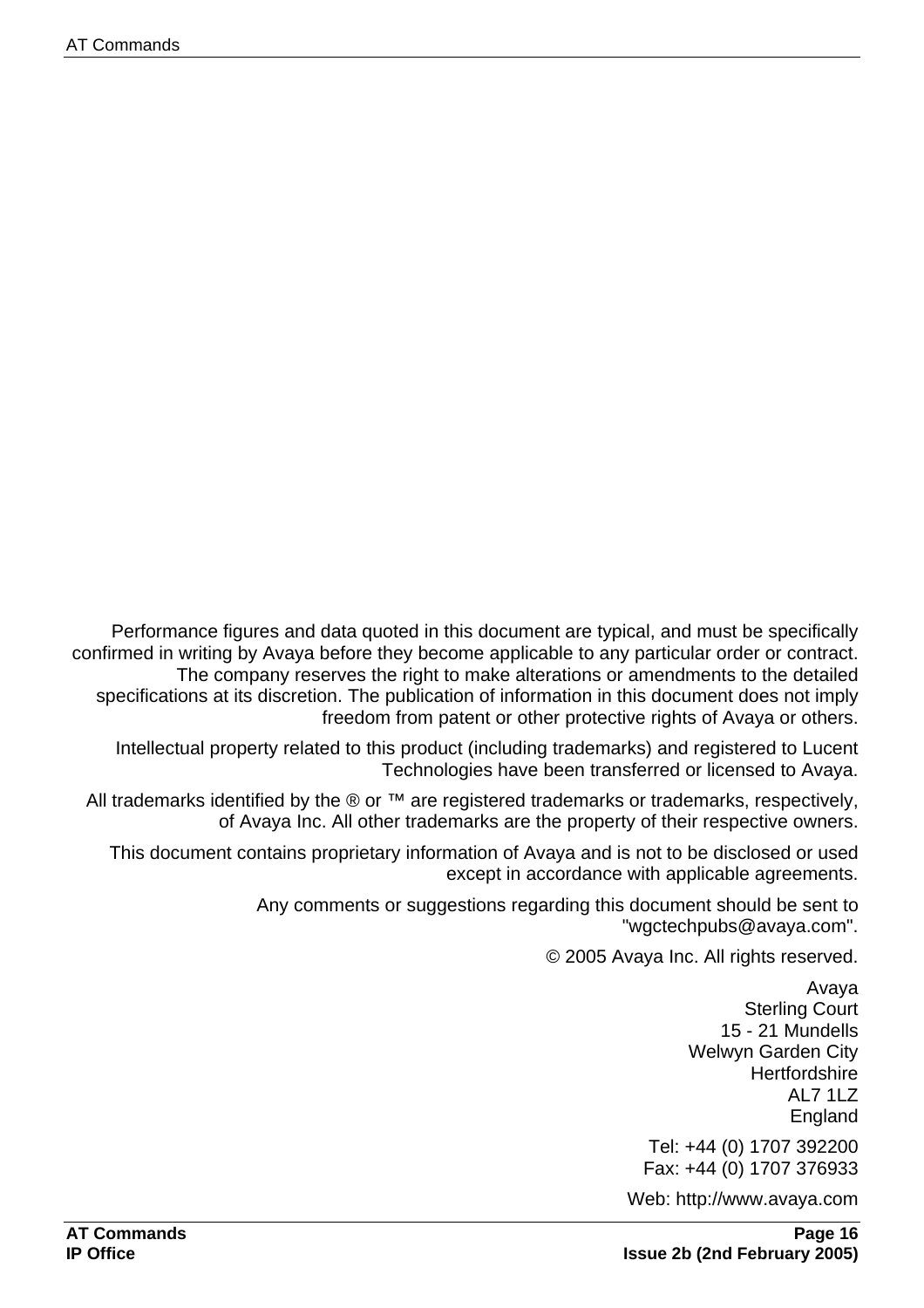Performance figures and data quoted in this document are typical, and must be specifically confirmed in writing by Avaya before they become applicable to any particular order or contract. The company reserves the right to make alterations or amendments to the detailed specifications at its discretion. The publication of information in this document does not imply freedom from patent or other protective rights of Avaya or others.

Intellectual property related to this product (including trademarks) and registered to Lucent Technologies have been transferred or licensed to Avaya.

All trademarks identified by the ® or ™ are registered trademarks or trademarks, respectively, of Avaya Inc. All other trademarks are the property of their respective owners.

This document contains proprietary information of Avaya and is not to be disclosed or used except in accordance with applicable agreements.

Any comments or suggestions regarding this document should be sent to "wgctechpubs@avaya.com".

© 2005 Avaya Inc. All rights reserved.

Avaya
Sterling Court
15 - 21 Mundells
Welwyn Garden City
Hertfordshire
AL7 1LZ
England

Tel: +44 (0) 1707 392200
Fax: +44 (0) 1707 376933

Web: http://www.avaya.com